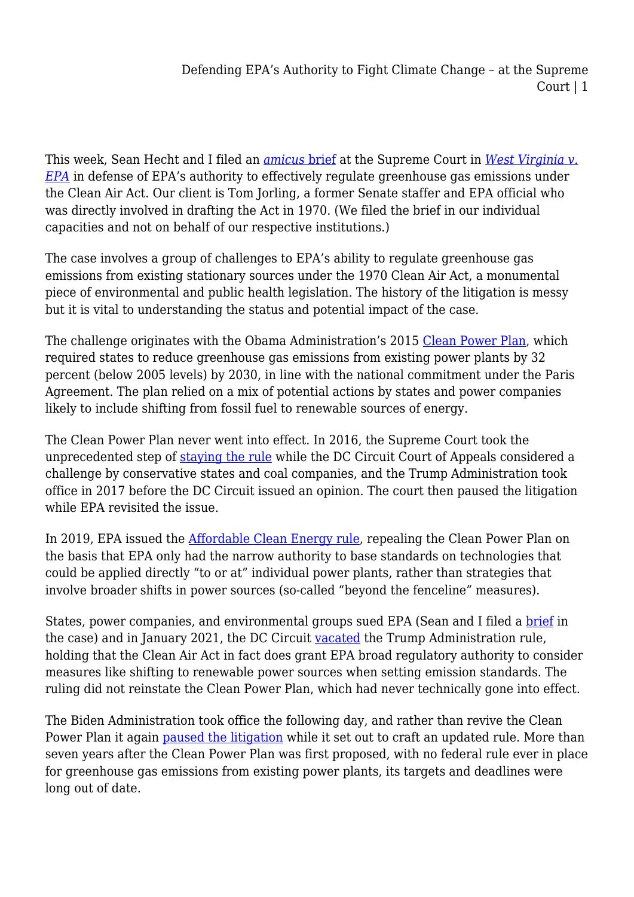This week, Sean Hecht and I filed an *amicus* brief at the Supreme Court in *West Virginia v. EPA* in defense of EPA's authority to effectively regulate greenhouse gas emissions under the Clean Air Act. Our client is Tom Jorling, a former Senate staffer and EPA official who was directly involved in drafting the Act in 1970. (We filed the brief in our individual capacities and not on behalf of our respective institutions.)

The case involves a group of challenges to EPA's ability to regulate greenhouse gas emissions from existing stationary sources under the 1970 Clean Air Act, a monumental piece of environmental and public health legislation. The history of the litigation is messy but it is vital to understanding the status and potential impact of the case.

The challenge originates with the Obama Administration's 2015 Clean Power Plan, which required states to reduce greenhouse gas emissions from existing power plants by 32 percent (below 2005 levels) by 2030, in line with the national commitment under the Paris Agreement. The plan relied on a mix of potential actions by states and power companies likely to include shifting from fossil fuel to renewable sources of energy.

The Clean Power Plan never went into effect. In 2016, the Supreme Court took the unprecedented step of staying the rule while the DC Circuit Court of Appeals considered a challenge by conservative states and coal companies, and the Trump Administration took office in 2017 before the DC Circuit issued an opinion. The court then paused the litigation while EPA revisited the issue.

In 2019, EPA issued the Affordable Clean Energy rule, repealing the Clean Power Plan on the basis that EPA only had the narrow authority to base standards on technologies that could be applied directly "to or at" individual power plants, rather than strategies that involve broader shifts in power sources (so-called "beyond the fenceline" measures).

States, power companies, and environmental groups sued EPA (Sean and I filed a brief in the case) and in January 2021, the DC Circuit vacated the Trump Administration rule, holding that the Clean Air Act in fact does grant EPA broad regulatory authority to consider measures like shifting to renewable power sources when setting emission standards. The ruling did not reinstate the Clean Power Plan, which had never technically gone into effect.

The Biden Administration took office the following day, and rather than revive the Clean Power Plan it again paused the litigation while it set out to craft an updated rule. More than seven years after the Clean Power Plan was first proposed, with no federal rule ever in place for greenhouse gas emissions from existing power plants, its targets and deadlines were long out of date.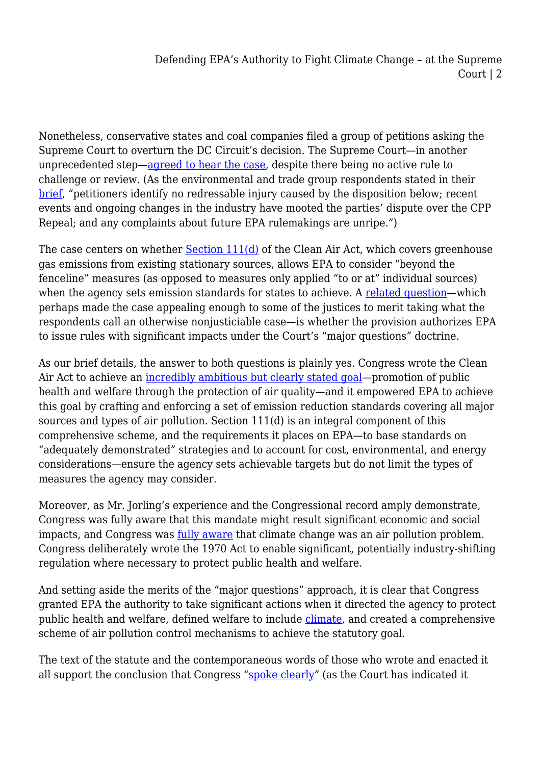Nonetheless, conservative states and coal companies filed a group of petitions asking the Supreme Court to overturn the DC Circuit's decision. The Supreme Court—in another unprecedented step—agreed to hear the case, despite there being no active rule to challenge or review. (As the environmental and trade group respondents stated in their brief, "petitioners identify no redressable injury caused by the disposition below; recent events and ongoing changes in the industry have mooted the parties' dispute over the CPP Repeal; and any complaints about future EPA rulemakings are unripe.")

The case centers on whether Section 111(d) of the Clean Air Act, which covers greenhouse gas emissions from existing stationary sources, allows EPA to consider "beyond the fenceline" measures (as opposed to measures only applied "to or at" individual sources) when the agency sets emission standards for states to achieve. A related question—which perhaps made the case appealing enough to some of the justices to merit taking what the respondents call an otherwise nonjusticiable case—is whether the provision authorizes EPA to issue rules with significant impacts under the Court's "major questions" doctrine.

As our brief details, the answer to both questions is plainly yes. Congress wrote the Clean Air Act to achieve an incredibly ambitious but clearly stated goal—promotion of public health and welfare through the protection of air quality—and it empowered EPA to achieve this goal by crafting and enforcing a set of emission reduction standards covering all major sources and types of air pollution. Section 111(d) is an integral component of this comprehensive scheme, and the requirements it places on EPA—to base standards on "adequately demonstrated" strategies and to account for cost, environmental, and energy considerations—ensure the agency sets achievable targets but do not limit the types of measures the agency may consider.

Moreover, as Mr. Jorling's experience and the Congressional record amply demonstrate, Congress was fully aware that this mandate might result significant economic and social impacts, and Congress was fully aware that climate change was an air pollution problem. Congress deliberately wrote the 1970 Act to enable significant, potentially industry-shifting regulation where necessary to protect public health and welfare.

And setting aside the merits of the "major questions" approach, it is clear that Congress granted EPA the authority to take significant actions when it directed the agency to protect public health and welfare, defined welfare to include climate, and created a comprehensive scheme of air pollution control mechanisms to achieve the statutory goal.

The text of the statute and the contemporaneous words of those who wrote and enacted it all support the conclusion that Congress "spoke clearly" (as the Court has indicated it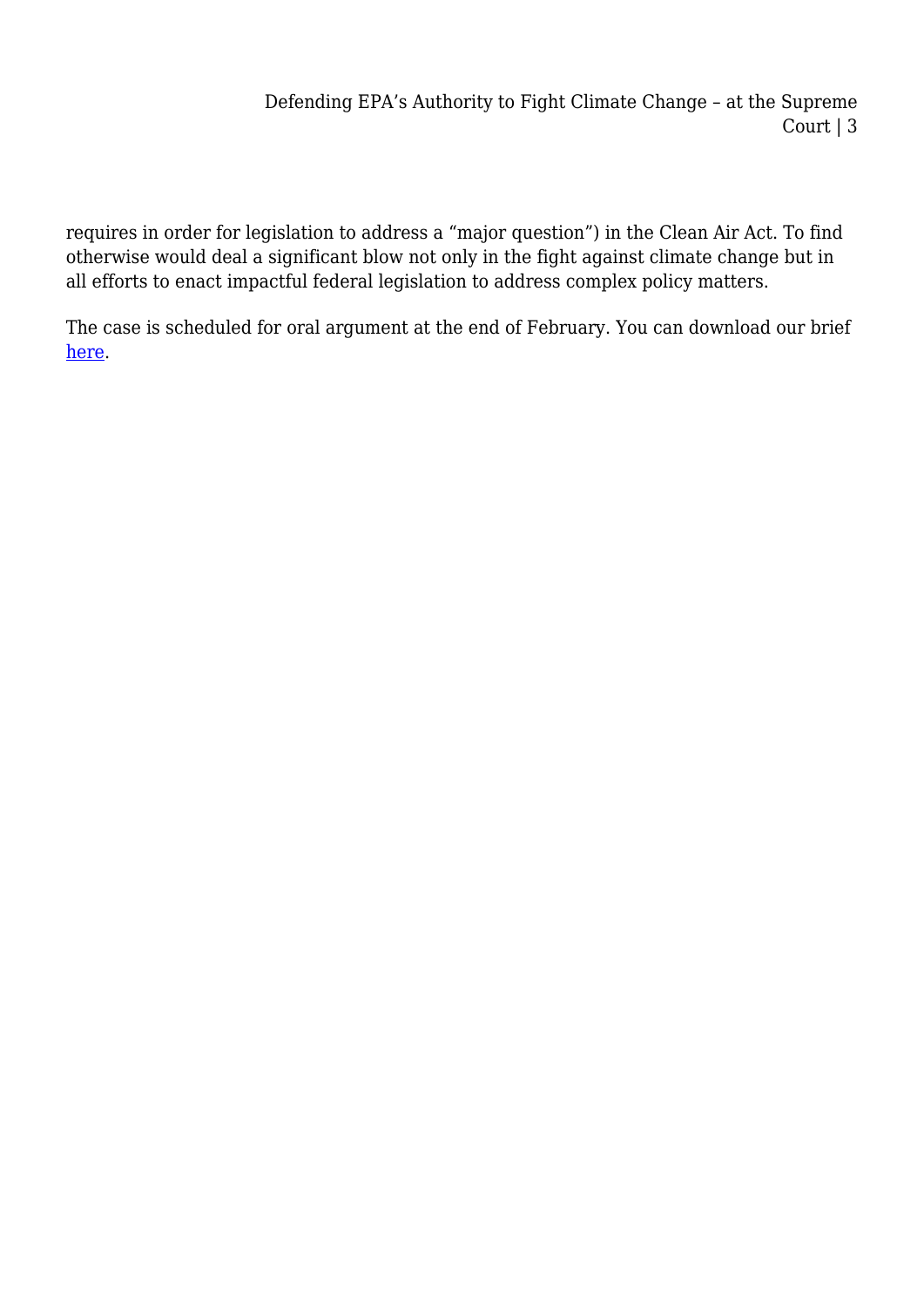requires in order for legislation to address a "major question") in the Clean Air Act. To find otherwise would deal a significant blow not only in the fight against climate change but in all efforts to enact impactful federal legislation to address complex policy matters.

The case is scheduled for oral argument at the end of February. You can download our brief here.